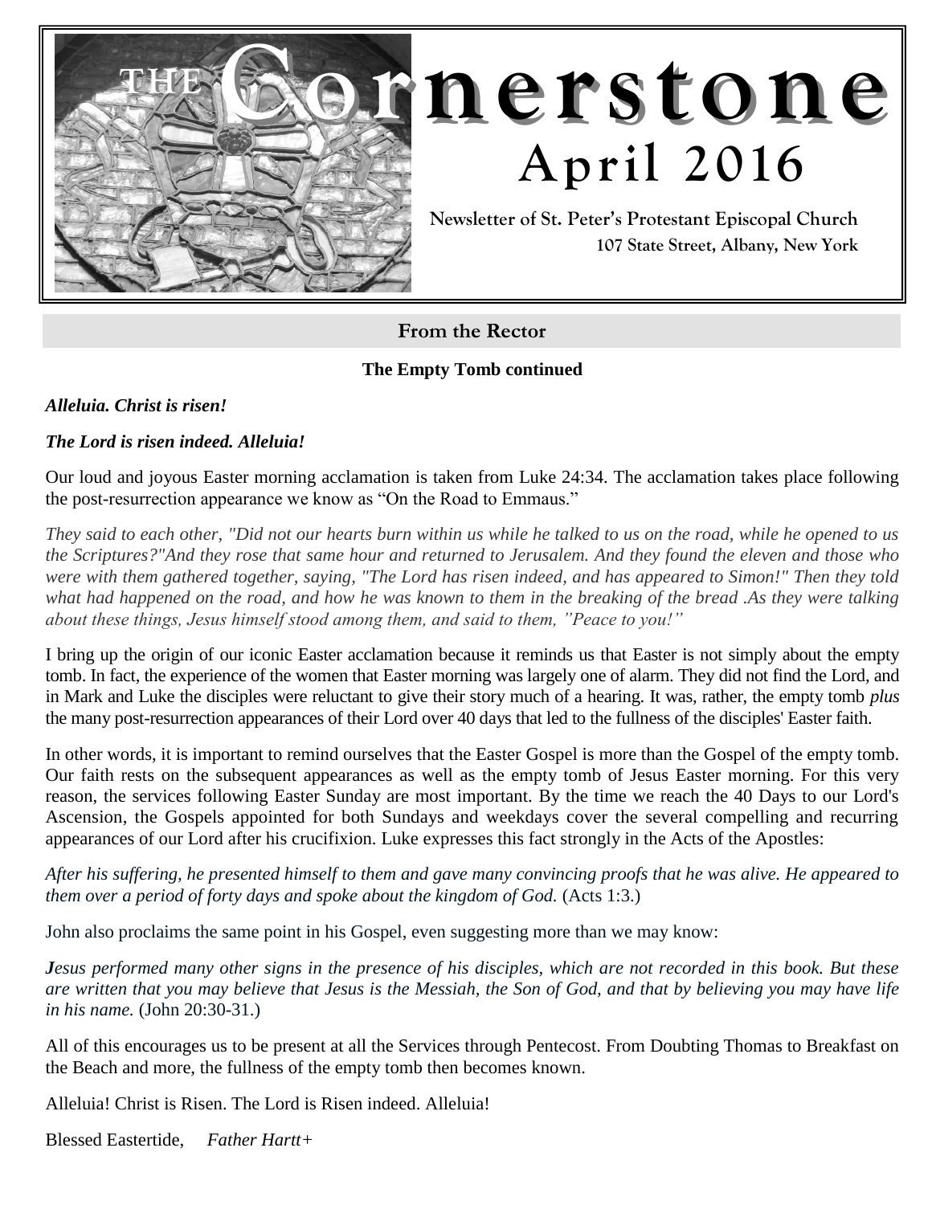# THE Cornerstone

## April 2016

**Newsletter of St. Peter's Protestant Episcopal Church**
**107 State Street, Albany, New York**

## From the Rector

### The Empty Tomb continued

***Alleluia. Christ is risen!***

***The Lord is risen indeed. Alleluia!***

Our loud and joyous Easter morning acclamation is taken from Luke 24:34. The acclamation takes place following the post-resurrection appearance we know as "On the Road to Emmaus."

*They said to each other, "Did not our hearts burn within us while he talked to us on the road, while he opened to us the Scriptures?"And they rose that same hour and returned to Jerusalem. And they found the eleven and those who were with them gathered together, saying, "The Lord has risen indeed, and has appeared to Simon!" Then they told what had happened on the road, and how he was known to them in the breaking of the bread .As they were talking about these things, Jesus himself stood among them, and said to them, "Peace to you!"*

I bring up the origin of our iconic Easter acclamation because it reminds us that Easter is not simply about the empty tomb. In fact, the experience of the women that Easter morning was largely one of alarm. They did not find the Lord, and in Mark and Luke the disciples were reluctant to give their story much of a hearing. It was, rather, the empty tomb *plus* the many post-resurrection appearances of their Lord over 40 days that led to the fullness of the disciples' Easter faith.

In other words, it is important to remind ourselves that the Easter Gospel is more than the Gospel of the empty tomb. Our faith rests on the subsequent appearances as well as the empty tomb of Jesus Easter morning. For this very reason, the services following Easter Sunday are most important. By the time we reach the 40 Days to our Lord's Ascension, the Gospels appointed for both Sundays and weekdays cover the several compelling and recurring appearances of our Lord after his crucifixion. Luke expresses this fact strongly in the Acts of the Apostles:

*After his suffering, he presented himself to them and gave many convincing proofs that he was alive. He appeared to them over a period of forty days and spoke about the kingdom of God.* (Acts 1:3.)

John also proclaims the same point in his Gospel, even suggesting more than we may know:

***J****esus performed many other signs in the presence of his disciples, which are not recorded in this book. But these are written that you may believe that Jesus is the Messiah, the Son of God, and that by believing you may have life in his name.* (John 20:30-31.)

All of this encourages us to be present at all the Services through Pentecost. From Doubting Thomas to Breakfast on the Beach and more, the fullness of the empty tomb then becomes known.

Alleluia! Christ is Risen. The Lord is Risen indeed. Alleluia!

Blessed Eastertide, *Father Hartt+*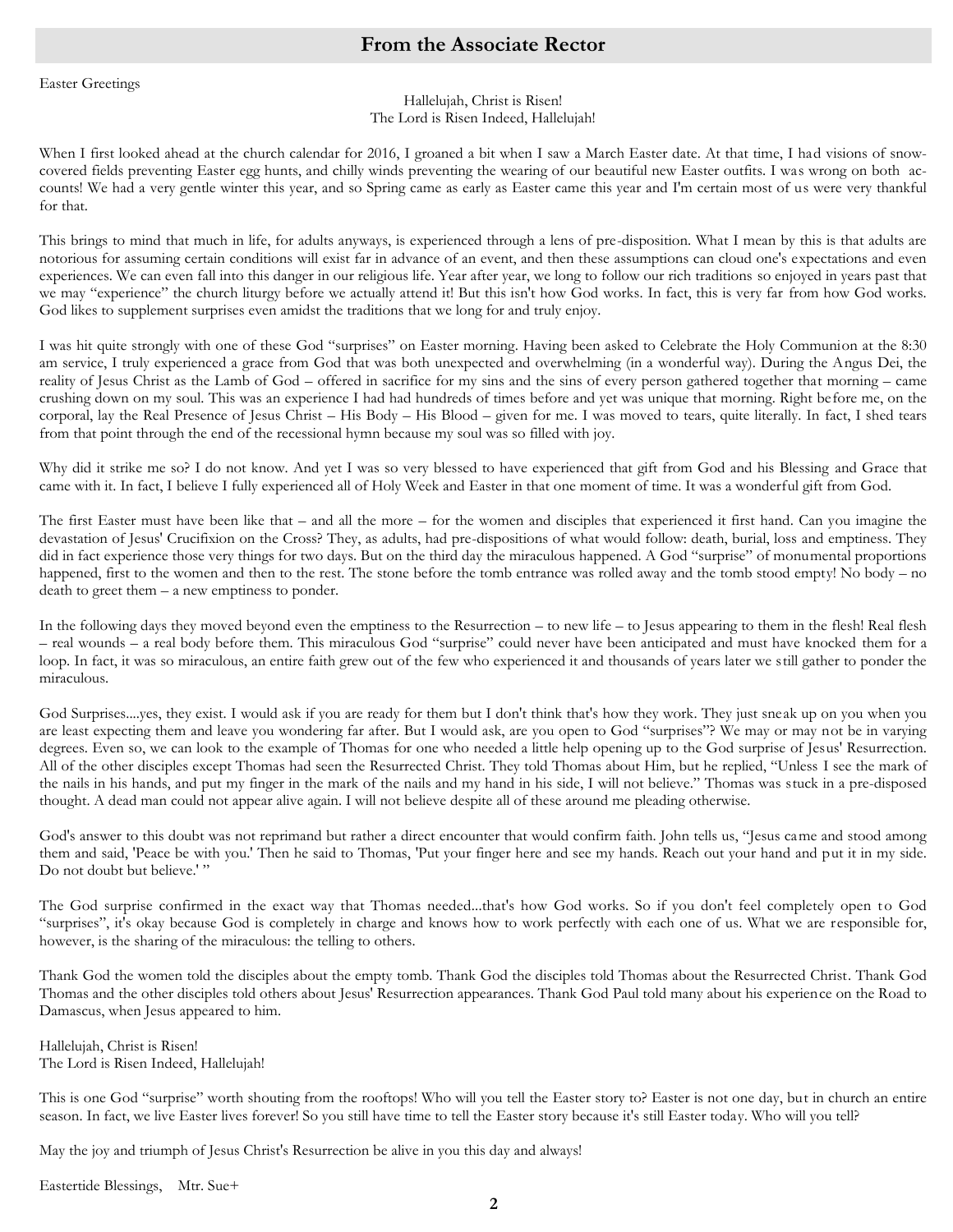## From the Associate Rector

Easter Greetings

Hallelujah, Christ is Risen!
The Lord is Risen Indeed, Hallelujah!

When I first looked ahead at the church calendar for 2016, I groaned a bit when I saw a March Easter date. At that time, I had visions of snow-covered fields preventing Easter egg hunts, and chilly winds preventing the wearing of our beautiful new Easter outfits. I was wrong on both accounts! We had a very gentle winter this year, and so Spring came as early as Easter came this year and I'm certain most of us were very thankful for that.

This brings to mind that much in life, for adults anyways, is experienced through a lens of pre-disposition. What I mean by this is that adults are notorious for assuming certain conditions will exist far in advance of an event, and then these assumptions can cloud one's expectations and even experiences. We can even fall into this danger in our religious life. Year after year, we long to follow our rich traditions so enjoyed in years past that we may "experience" the church liturgy before we actually attend it! But this isn't how God works. In fact, this is very far from how God works. God likes to supplement surprises even amidst the traditions that we long for and truly enjoy.

I was hit quite strongly with one of these God "surprises" on Easter morning. Having been asked to Celebrate the Holy Communion at the 8:30 am service, I truly experienced a grace from God that was both unexpected and overwhelming (in a wonderful way). During the Angus Dei, the reality of Jesus Christ as the Lamb of God – offered in sacrifice for my sins and the sins of every person gathered together that morning – came crushing down on my soul. This was an experience I had had hundreds of times before and yet was unique that morning. Right before me, on the corporal, lay the Real Presence of Jesus Christ – His Body – His Blood – given for me. I was moved to tears, quite literally. In fact, I shed tears from that point through the end of the recessional hymn because my soul was so filled with joy.

Why did it strike me so? I do not know. And yet I was so very blessed to have experienced that gift from God and his Blessing and Grace that came with it. In fact, I believe I fully experienced all of Holy Week and Easter in that one moment of time. It was a wonderful gift from God.

The first Easter must have been like that – and all the more – for the women and disciples that experienced it first hand. Can you imagine the devastation of Jesus' Crucifixion on the Cross? They, as adults, had pre-dispositions of what would follow: death, burial, loss and emptiness. They did in fact experience those very things for two days. But on the third day the miraculous happened. A God "surprise" of monumental proportions happened, first to the women and then to the rest. The stone before the tomb entrance was rolled away and the tomb stood empty! No body – no death to greet them – a new emptiness to ponder.

In the following days they moved beyond even the emptiness to the Resurrection – to new life – to Jesus appearing to them in the flesh! Real flesh – real wounds – a real body before them. This miraculous God "surprise" could never have been anticipated and must have knocked them for a loop. In fact, it was so miraculous, an entire faith grew out of the few who experienced it and thousands of years later we still gather to ponder the miraculous.

God Surprises....yes, they exist. I would ask if you are ready for them but I don't think that's how they work. They just sneak up on you when you are least expecting them and leave you wondering far after. But I would ask, are you open to God "surprises"? We may or may not be in varying degrees. Even so, we can look to the example of Thomas for one who needed a little help opening up to the God surprise of Jesus' Resurrection. All of the other disciples except Thomas had seen the Resurrected Christ. They told Thomas about Him, but he replied, "Unless I see the mark of the nails in his hands, and put my finger in the mark of the nails and my hand in his side, I will not believe." Thomas was stuck in a pre-disposed thought. A dead man could not appear alive again. I will not believe despite all of these around me pleading otherwise.

God's answer to this doubt was not reprimand but rather a direct encounter that would confirm faith. John tells us, "Jesus came and stood among them and said, 'Peace be with you.' Then he said to Thomas, 'Put your finger here and see my hands. Reach out your hand and put it in my side. Do not doubt but believe.' "

The God surprise confirmed in the exact way that Thomas needed...that's how God works. So if you don't feel completely open to God "surprises", it's okay because God is completely in charge and knows how to work perfectly with each one of us. What we are responsible for, however, is the sharing of the miraculous: the telling to others.

Thank God the women told the disciples about the empty tomb. Thank God the disciples told Thomas about the Resurrected Christ. Thank God Thomas and the other disciples told others about Jesus' Resurrection appearances. Thank God Paul told many about his experience on the Road to Damascus, when Jesus appeared to him.

Hallelujah, Christ is Risen!
The Lord is Risen Indeed, Hallelujah!

This is one God "surprise" worth shouting from the rooftops! Who will you tell the Easter story to? Easter is not one day, but in church an entire season. In fact, we live Easter lives forever! So you still have time to tell the Easter story because it's still Easter today. Who will you tell?

May the joy and triumph of Jesus Christ's Resurrection be alive in you this day and always!

Eastertide Blessings, Mtr. Sue+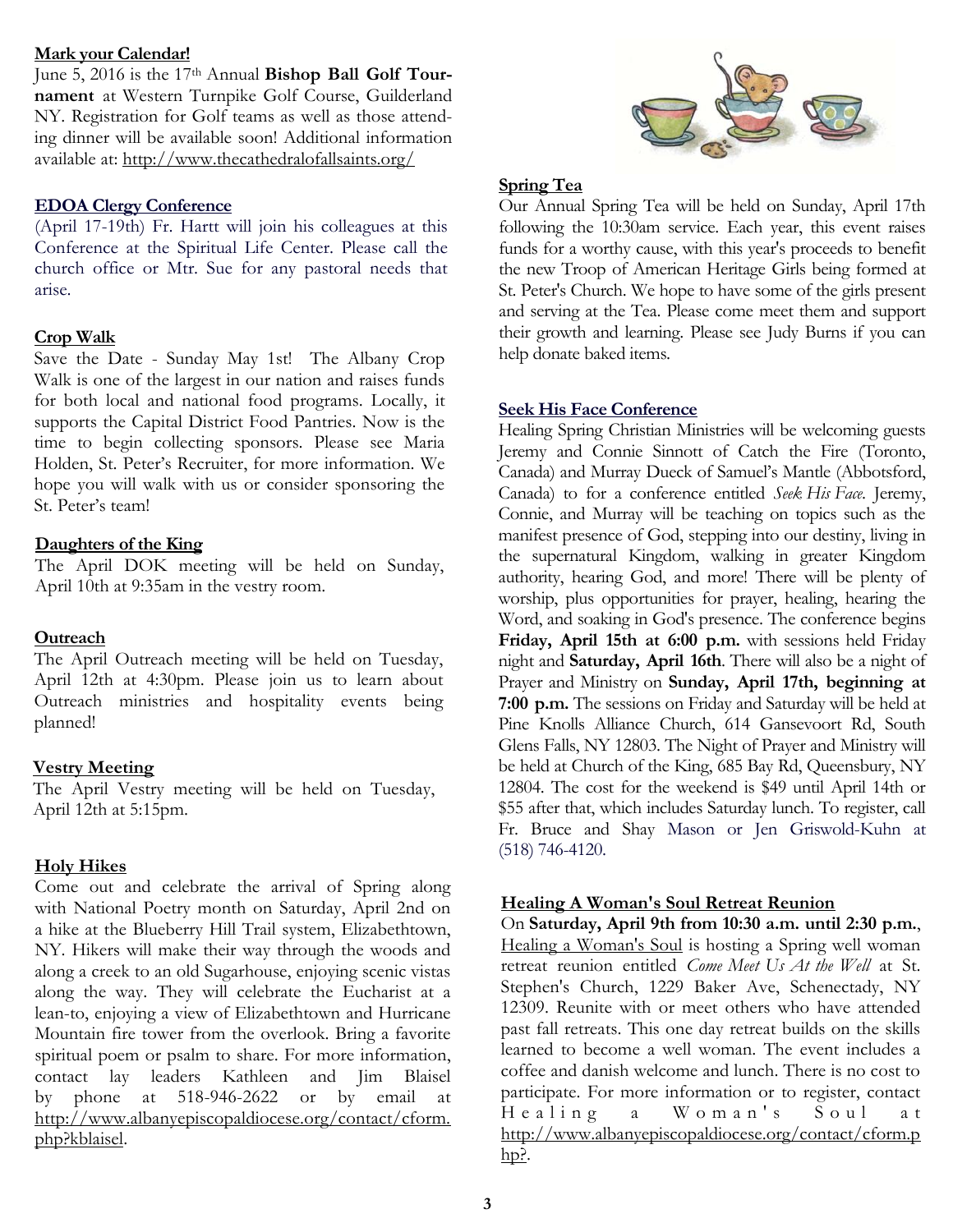**Mark your Calendar!**

June 5, 2016 is the 17th Annual **Bishop Ball Golf Tournament** at Western Turnpike Golf Course, Guilderland NY. Registration for Golf teams as well as those attending dinner will be available soon! Additional information available at: http://www.thecathedralofallsaints.org/

**EDOA Clergy Conference**

(April 17-19th) Fr. Hartt will join his colleagues at this Conference at the Spiritual Life Center. Please call the church office or Mtr. Sue for any pastoral needs that arise.

**Crop Walk**

Save the Date - Sunday May 1st! The Albany Crop Walk is one of the largest in our nation and raises funds for both local and national food programs. Locally, it supports the Capital District Food Pantries. Now is the time to begin collecting sponsors. Please see Maria Holden, St. Peter's Recruiter, for more information. We hope you will walk with us or consider sponsoring the St. Peter's team!

**Daughters of the King**

The April DOK meeting will be held on Sunday, April 10th at 9:35am in the vestry room.

**Outreach**

The April Outreach meeting will be held on Tuesday, April 12th at 4:30pm. Please join us to learn about Outreach ministries and hospitality events being planned!

**Vestry Meeting**

The April Vestry meeting will be held on Tuesday, April 12th at 5:15pm.

**Holy Hikes**

Come out and celebrate the arrival of Spring along with National Poetry month on Saturday, April 2nd on a hike at the Blueberry Hill Trail system, Elizabethtown, NY. Hikers will make their way through the woods and along a creek to an old Sugarhouse, enjoying scenic vistas along the way. They will celebrate the Eucharist at a lean-to, enjoying a view of Elizabethtown and Hurricane Mountain fire tower from the overlook. Bring a favorite spiritual poem or psalm to share. For more information, contact lay leaders Kathleen and Jim Blaisel by phone at 518-946-2622 or by email at http://www.albanyepiscopaldiocese.org/contact/cform.php?kblaisel.

**Spring Tea**

Our Annual Spring Tea will be held on Sunday, April 17th following the 10:30am service. Each year, this event raises funds for a worthy cause, with this year's proceeds to benefit the new Troop of American Heritage Girls being formed at St. Peter's Church. We hope to have some of the girls present and serving at the Tea. Please come meet them and support their growth and learning. Please see Judy Burns if you can help donate baked items.

**Seek His Face Conference**

Healing Spring Christian Ministries will be welcoming guests Jeremy and Connie Sinnott of Catch the Fire (Toronto, Canada) and Murray Dueck of Samuel's Mantle (Abbotsford, Canada) to for a conference entitled *Seek His Face*. Jeremy, Connie, and Murray will be teaching on topics such as the manifest presence of God, stepping into our destiny, living in the supernatural Kingdom, walking in greater Kingdom authority, hearing God, and more! There will be plenty of worship, plus opportunities for prayer, healing, hearing the Word, and soaking in God's presence. The conference begins **Friday, April 15th at 6:00 p.m.** with sessions held Friday night and **Saturday, April 16th**. There will also be a night of Prayer and Ministry on **Sunday, April 17th, beginning at 7:00 p.m.** The sessions on Friday and Saturday will be held at Pine Knolls Alliance Church, 614 Gansevoort Rd, South Glens Falls, NY 12803. The Night of Prayer and Ministry will be held at Church of the King, 685 Bay Rd, Queensbury, NY 12804. The cost for the weekend is $49 until April 14th or $55 after that, which includes Saturday lunch. To register, call Fr. Bruce and Shay Mason or Jen Griswold-Kuhn at (518) 746-4120.

**Healing A Woman's Soul Retreat Reunion**

On **Saturday, April 9th from 10:30 a.m. until 2:30 p.m.**, Healing a Woman's Soul is hosting a Spring well woman retreat reunion entitled *Come Meet Us At the Well* at St. Stephen's Church, 1229 Baker Ave, Schenectady, NY 12309. Reunite with or meet others who have attended past fall retreats. This one day retreat builds on the skills learned to become a well woman. The event includes a coffee and danish welcome and lunch. There is no cost to participate. For more information or to register, contact Healing a Woman's Soul at http://www.albanyepiscopaldiocese.org/contact/cform.php?.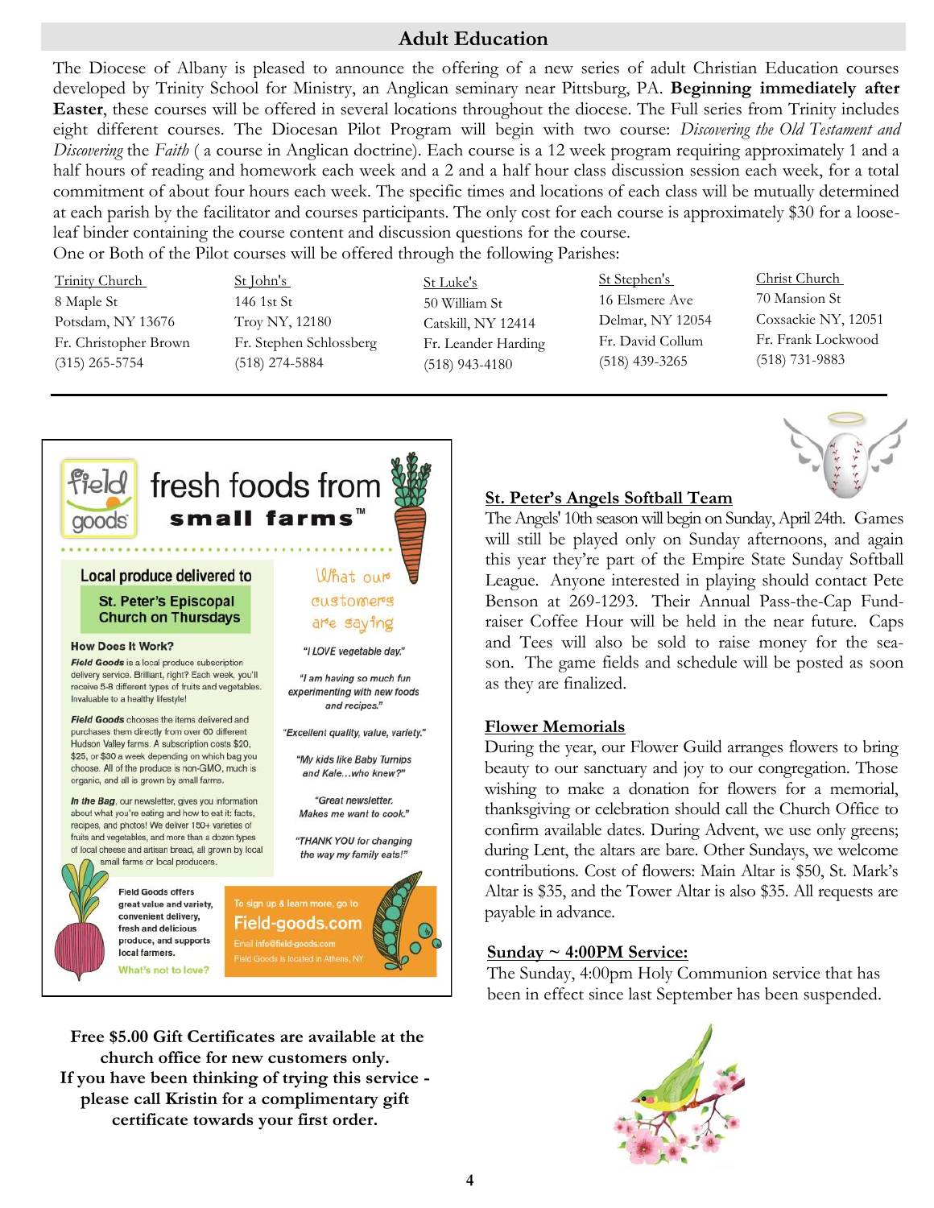## Adult Education

The Diocese of Albany is pleased to announce the offering of a new series of adult Christian Education courses developed by Trinity School for Ministry, an Anglican seminary near Pittsburg, PA. **Beginning immediately after Easter**, these courses will be offered in several locations throughout the diocese. The Full series from Trinity includes eight different courses. The Diocesan Pilot Program will begin with two course: *Discovering the Old Testament and Discovering* the *Faith* ( a course in Anglican doctrine). Each course is a 12 week program requiring approximately 1 and a half hours of reading and homework each week and a 2 and a half hour class discussion session each week, for a total commitment of about four hours each week. The specific times and locations of each class will be mutually determined at each parish by the facilitator and courses participants. The only cost for each course is approximately $30 for a loose-leaf binder containing the course content and discussion questions for the course.

One or Both of the Pilot courses will be offered through the following Parishes:

| Trinity Church | St John's | St Luke's | St Stephen's | Christ Church |
|---|---|---|---|---|
| 8 Maple St | 146 1st St | 50 William St | 16 Elsmere Ave | 70 Mansion St |
| Potsdam, NY 13676 | Troy NY, 12180 | Catskill, NY 12414 | Delmar, NY 12054 | Coxsackie NY, 12051 |
| Fr. Christopher Brown | Fr. Stephen Schlossberg | Fr. Leander Harding | Fr. David Collum | Fr. Frank Lockwood |
| (315) 265-5754 | (518) 274-5884 | (518) 943-4180 | (518) 439-3265 | (518) 731-9883 |

---

**field goods** fresh foods from **small farms™**

**Local produce delivered to St. Peter's Episcopal Church on Thursdays**

**How Does It Work?**

***Field Goods*** is a local produce subscription delivery service. Brilliant, right? Each week, you'll receive 5-8 different types of fruits and vegetables. Invaluable to a healthy lifestyle!

***Field Goods*** chooses the items delivered and purchases them directly from over 60 different Hudson Valley farms. A subscription costs $20, $25, or $30 a week depending on which bag you choose. All of the produce is non-GMO, much is organic, and all is grown by small farms.

***In the Bag***, our newsletter, gives you information about what you're eating and how to eat it: facts, recipes, and photos! We deliver 150+ varieties of fruits and vegetables, and more than a dozen types of local cheese and artisan bread, all grown by local small farms or local producers.

What our customers are saying

*"I LOVE vegetable day."*

*"I am having so much fun experimenting with new foods and recipes."*

*"Excellent quality, value, variety."*

*"My kids like Baby Turnips and Kale…who knew?"*

*"Great newsletter. Makes me want to cook."*

*"THANK YOU for changing the way my family eats!"*

**Field Goods offers great value and variety, convenient delivery, fresh and delicious produce, and supports local farmers.**

**What's not to love?**

To sign up & learn more, go to **Field-goods.com**
Email info@field-goods.com
Field Goods is located in Athens, NY

**Free $5.00 Gift Certificates are available at the church office for new customers only.**
**If you have been thinking of trying this service - please call Kristin for a complimentary gift certificate towards your first order.**

---

### St. Peter's Angels Softball Team

The Angels' 10th season will begin on Sunday, April 24th. Games will still be played only on Sunday afternoons, and again this year they're part of the Empire State Sunday Softball League. Anyone interested in playing should contact Pete Benson at 269-1293. Their Annual Pass-the-Cap Fund-raiser Coffee Hour will be held in the near future. Caps and Tees will also be sold to raise money for the season. The game fields and schedule will be posted as soon as they are finalized.

### Flower Memorials

During the year, our Flower Guild arranges flowers to bring beauty to our sanctuary and joy to our congregation. Those wishing to make a donation for flowers for a memorial, thanksgiving or celebration should call the Church Office to confirm available dates. During Advent, we use only greens; during Lent, the altars are bare. Other Sundays, we welcome contributions. Cost of flowers: Main Altar is $50, St. Mark's Altar is $35, and the Tower Altar is also $35. All requests are payable in advance.

### Sunday ~ 4:00PM Service:

The Sunday, 4:00pm Holy Communion service that has been in effect since last September has been suspended.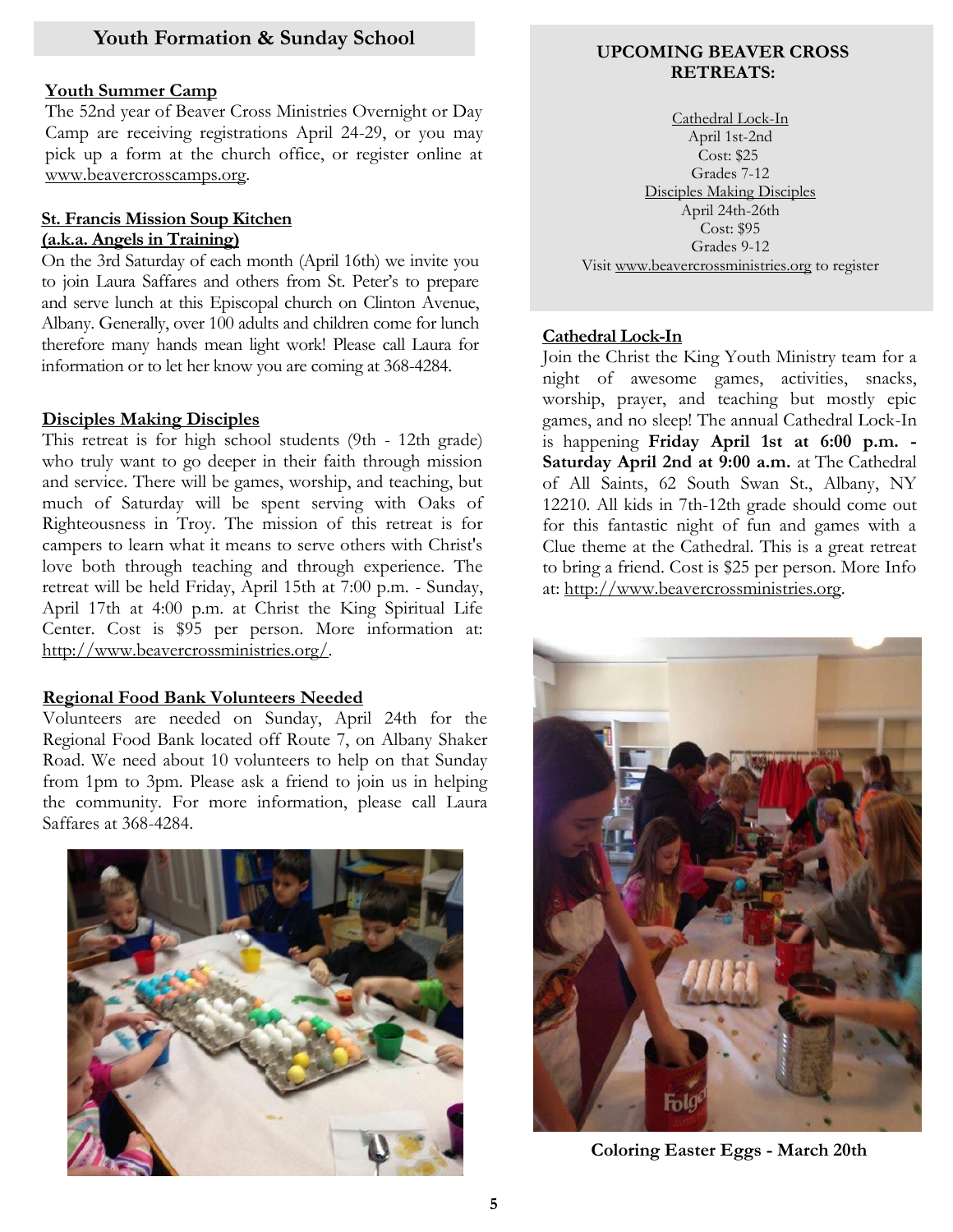## Youth Formation & Sunday School

**Youth Summer Camp**

The 52nd year of Beaver Cross Ministries Overnight or Day Camp are receiving registrations April 24-29, or you may pick up a form at the church office, or register online at www.beavercrosscamps.org.

**St. Francis Mission Soup Kitchen (a.k.a. Angels in Training)**

On the 3rd Saturday of each month (April 16th) we invite you to join Laura Saffares and others from St. Peter's to prepare and serve lunch at this Episcopal church on Clinton Avenue, Albany. Generally, over 100 adults and children come for lunch therefore many hands mean light work! Please call Laura for information or to let her know you are coming at 368-4284.

**Disciples Making Disciples**

This retreat is for high school students (9th - 12th grade) who truly want to go deeper in their faith through mission and service. There will be games, worship, and teaching, but much of Saturday will be spent serving with Oaks of Righteousness in Troy. The mission of this retreat is for campers to learn what it means to serve others with Christ's love both through teaching and through experience. The retreat will be held Friday, April 15th at 7:00 p.m. - Sunday, April 17th at 4:00 p.m. at Christ the King Spiritual Life Center. Cost is $95 per person. More information at: http://www.beavercrossministries.org/.

**Regional Food Bank Volunteers Needed**

Volunteers are needed on Sunday, April 24th for the Regional Food Bank located off Route 7, on Albany Shaker Road. We need about 10 volunteers to help on that Sunday from 1pm to 3pm. Please ask a friend to join us in helping the community. For more information, please call Laura Saffares at 368-4284.

**UPCOMING BEAVER CROSS RETREATS:**

Cathedral Lock-In
April 1st-2nd
Cost: $25
Grades 7-12

Disciples Making Disciples
April 24th-26th
Cost: $95
Grades 9-12

Visit www.beavercrossministries.org to register

**Cathedral Lock-In**

Join the Christ the King Youth Ministry team for a night of awesome games, activities, snacks, worship, prayer, and teaching but mostly epic games, and no sleep! The annual Cathedral Lock-In is happening **Friday April 1st at 6:00 p.m. - Saturday April 2nd at 9:00 a.m.** at The Cathedral of All Saints, 62 South Swan St., Albany, NY 12210. All kids in 7th-12th grade should come out for this fantastic night of fun and games with a Clue theme at the Cathedral. This is a great retreat to bring a friend. Cost is $25 per person. More Info at: http://www.beavercrossministries.org.

**Coloring Easter Eggs - March 20th**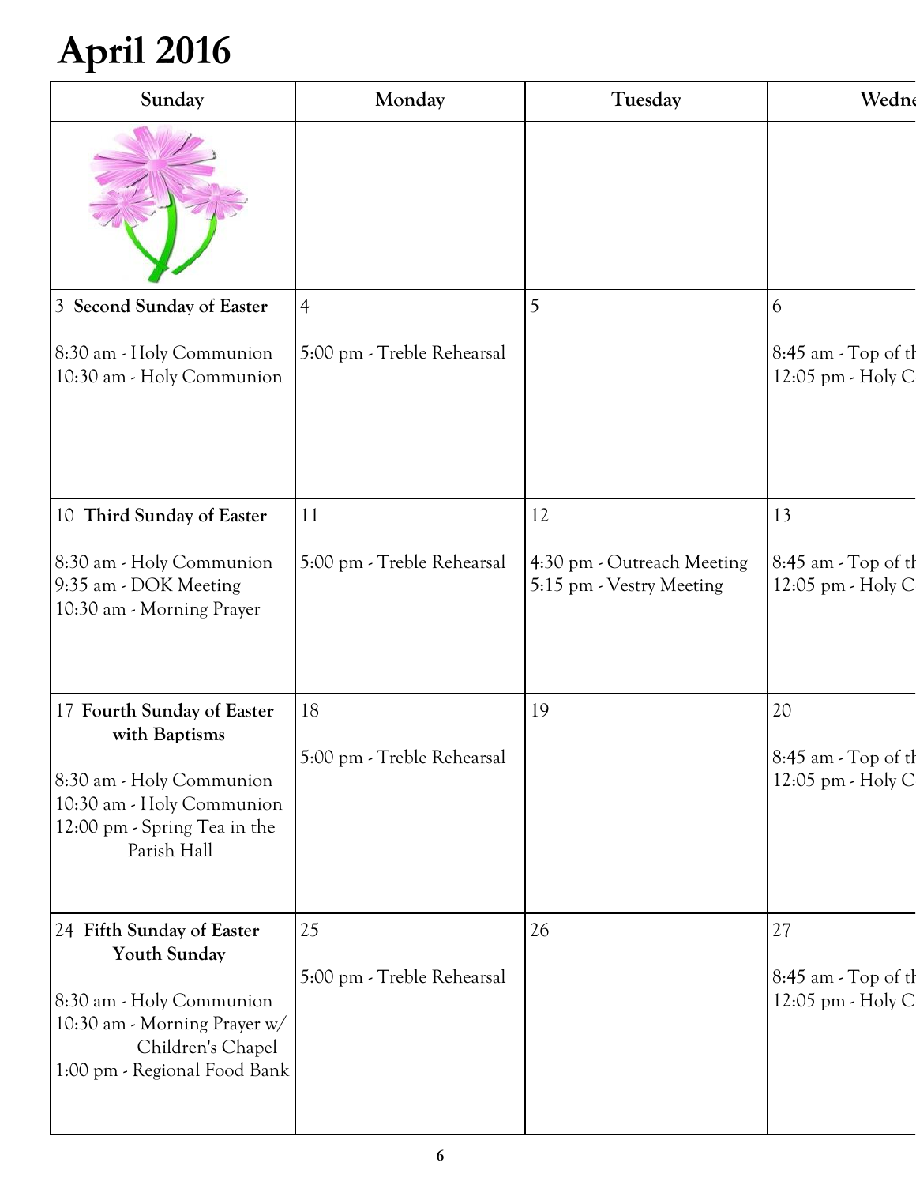# April 2016

| Sunday | Monday | Tuesday | Wedne |
|---|---|---|---|
| | | | |
| 3 **Second Sunday of Easter**<br><br>8:30 am - Holy Communion<br>10:30 am - Holy Communion | 4<br><br>5:00 pm - Treble Rehearsal | 5 | 6<br><br>8:45 am - Top of th<br>12:05 pm - Holy C |
| 10 **Third Sunday of Easter**<br><br>8:30 am - Holy Communion<br>9:35 am - DOK Meeting<br>10:30 am - Morning Prayer | 11<br><br>5:00 pm - Treble Rehearsal | 12<br><br>4:30 pm - Outreach Meeting<br>5:15 pm - Vestry Meeting | 13<br><br>8:45 am - Top of th<br>12:05 pm - Holy C |
| 17 **Fourth Sunday of Easter with Baptisms**<br><br>8:30 am - Holy Communion<br>10:30 am - Holy Communion<br>12:00 pm - Spring Tea in the Parish Hall | 18<br><br>5:00 pm - Treble Rehearsal | 19 | 20<br><br>8:45 am - Top of th<br>12:05 pm - Holy C |
| 24 **Fifth Sunday of Easter Youth Sunday**<br><br>8:30 am - Holy Communion<br>10:30 am - Morning Prayer w/ Children's Chapel<br>1:00 pm - Regional Food Bank | 25<br><br>5:00 pm - Treble Rehearsal | 26 | 27<br><br>8:45 am - Top of th<br>12:05 pm - Holy C |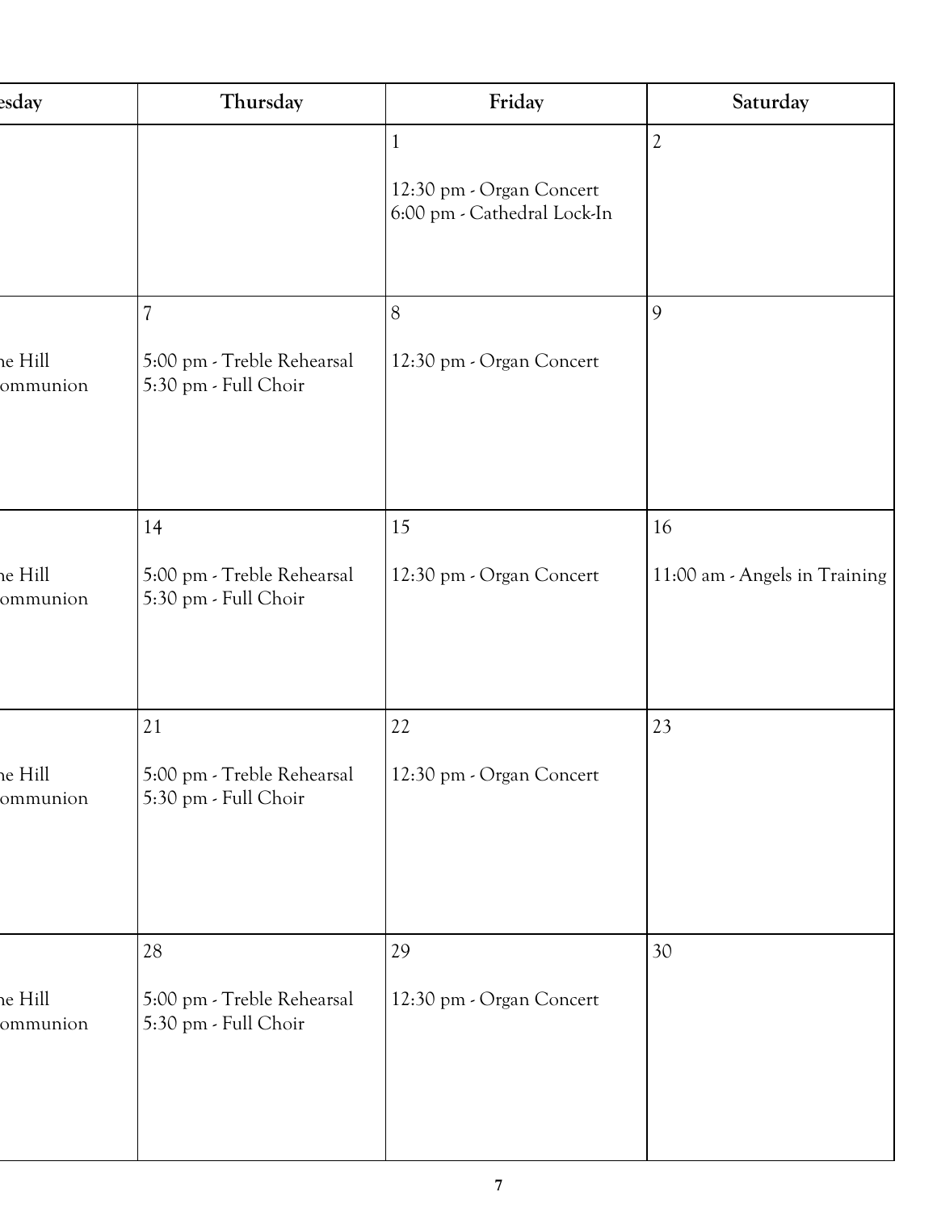| esday | Thursday | Friday | Saturday |
|---|---|---|---|
| | | 1<br><br>12:30 pm - Organ Concert<br>6:00 pm - Cathedral Lock-In | 2 |
| ne Hill<br>ommunion | 7<br><br>5:00 pm - Treble Rehearsal<br>5:30 pm - Full Choir | 8<br><br>12:30 pm - Organ Concert | 9 |
| ne Hill<br>ommunion | 14<br><br>5:00 pm - Treble Rehearsal<br>5:30 pm - Full Choir | 15<br><br>12:30 pm - Organ Concert | 16<br><br>11:00 am - Angels in Training |
| ne Hill<br>ommunion | 21<br><br>5:00 pm - Treble Rehearsal<br>5:30 pm - Full Choir | 22<br><br>12:30 pm - Organ Concert | 23 |
| ne Hill<br>ommunion | 28<br><br>5:00 pm - Treble Rehearsal<br>5:30 pm - Full Choir | 29<br><br>12:30 pm - Organ Concert | 30 |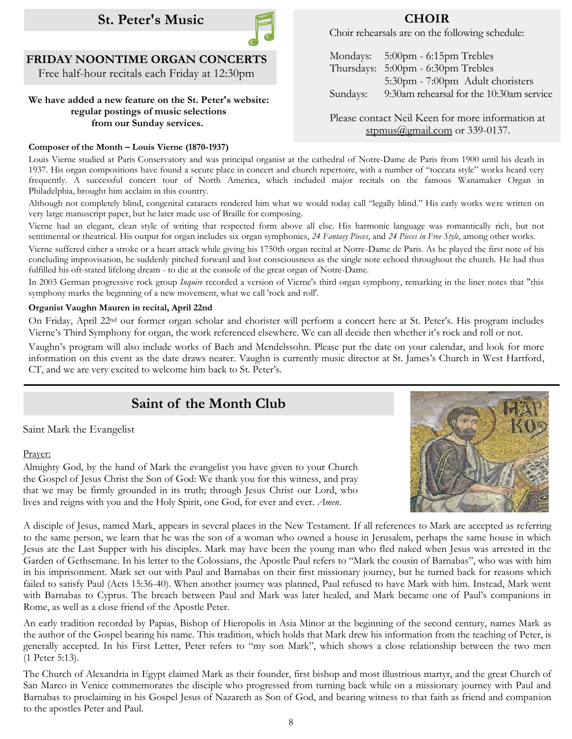## St. Peter's Music

### FRIDAY NOONTIME ORGAN CONCERTS

Free half-hour recitals each Friday at 12:30pm

**We have added a new feature on the St. Peter's website: regular postings of music selections from our Sunday services.**

### CHOIR

Choir rehearsals are on the following schedule:

| | |
|---|---|
| Mondays: | 5:00pm - 6:15pm Trebles |
| Thursdays: | 5:00pm - 6:30pm Trebles |
| | 5:30pm - 7:00pm Adult choristers |
| Sundays: | 9:30am rehearsal for the 10:30am service |

Please contact Neil Keen for more information at stpmus@gmail.com or 339-0137.

**Composer of the Month – Louis Vierne (1870-1937)**

Louis Vierne studied at Paris Conservatory and was principal organist at the cathedral of Notre-Dame de Paris from 1900 until his death in 1937. His organ compositions have found a secure place in concert and church repertoire, with a number of "toccata style" works heard very frequently. A successful concert tour of North America, which included major recitals on the famous Wanamaker Organ in Philadelphia, brought him acclaim in this country.

Although not completely blind, congenital cataracts rendered him what we would today call "legally blind." His early works were written on very large manuscript paper, but he later made use of Braille for composing.

Vierne had an elegant, clean style of writing that respected form above all else. His harmonic language was romantically rich, but not sentimental or theatrical. His output for organ includes six organ symphonies, *24 Fantasy Pieces*, and *24 Pieces in Free Style*, among other works.

Vierne suffered either a stroke or a heart attack while giving his 1750th organ recital at Notre-Dame de Paris. As he played the first note of his concluding improvisation, he suddenly pitched forward and lost consciousness as the single note echoed throughout the church. He had thus fulfilled his oft-stated lifelong dream - to die at the console of the great organ of Notre-Dame.

In 2003 German progressive rock group *Inquire* recorded a version of Vierne's third organ symphony, remarking in the liner notes that "this symphony marks the beginning of a new movement, what we call 'rock and roll'.

**Organist Vaughn Mauren in recital, April 22nd**

On Friday, April 22nd our former organ scholar and chorister will perform a concert here at St. Peter's. His program includes Vierne's Third Symphony for organ, the work referenced elsewhere. We can all decide then whether it's rock and roll or not.

Vaughn's program will also include works of Bach and Mendelssohn. Please put the date on your calendar, and look for more information on this event as the date draws nearer. Vaughn is currently music director at St. James's Church in West Hartford, CT, and we are very excited to welcome him back to St. Peter's.

---

## Saint of the Month Club

Saint Mark the Evangelist

Prayer:

Almighty God, by the hand of Mark the evangelist you have given to your Church the Gospel of Jesus Christ the Son of God: We thank you for this witness, and pray that we may be firmly grounded in its truth; through Jesus Christ our Lord, who lives and reigns with you and the Holy Spirit, one God, for ever and ever. *Amen.*

A disciple of Jesus, named Mark, appears in several places in the New Testament. If all references to Mark are accepted as referring to the same person, we learn that he was the son of a woman who owned a house in Jerusalem, perhaps the same house in which Jesus ate the Last Supper with his disciples. Mark may have been the young man who fled naked when Jesus was arrested in the Garden of Gethsemane. In his letter to the Colossians, the Apostle Paul refers to "Mark the cousin of Barnabas", who was with him in his imprisonment. Mark set out with Paul and Barnabas on their first missionary journey, but he turned back for reasons which failed to satisfy Paul (Acts 15:36-40). When another journey was planned, Paul refused to have Mark with him. Instead, Mark went with Barnabas to Cyprus. The breach between Paul and Mark was later healed, and Mark became one of Paul's companions in Rome, as well as a close friend of the Apostle Peter.

An early tradition recorded by Papias, Bishop of Hieropolis in Asia Minor at the beginning of the second century, names Mark as the author of the Gospel bearing his name. This tradition, which holds that Mark drew his information from the teaching of Peter, is generally accepted. In his First Letter, Peter refers to "my son Mark", which shows a close relationship between the two men (1 Peter 5:13).

The Church of Alexandria in Egypt claimed Mark as their founder, first bishop and most illustrious martyr, and the great Church of San Marco in Venice commemorates the disciple who progressed from turning back while on a missionary journey with Paul and Barnabas to proclaiming in his Gospel Jesus of Nazareth as Son of God, and bearing witness to that faith as friend and companion to the apostles Peter and Paul.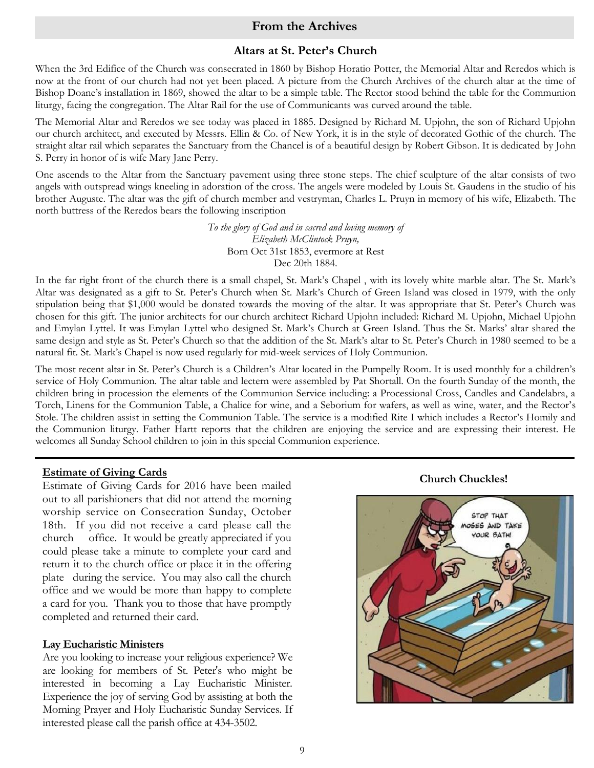## From the Archives

### Altars at St. Peter's Church

When the 3rd Edifice of the Church was consecrated in 1860 by Bishop Horatio Potter, the Memorial Altar and Reredos which is now at the front of our church had not yet been placed. A picture from the Church Archives of the church altar at the time of Bishop Doane's installation in 1869, showed the altar to be a simple table. The Rector stood behind the table for the Communion liturgy, facing the congregation. The Altar Rail for the use of Communicants was curved around the table.

The Memorial Altar and Reredos we see today was placed in 1885. Designed by Richard M. Upjohn, the son of Richard Upjohn our church architect, and executed by Messrs. Ellin & Co. of New York, it is in the style of decorated Gothic of the church. The straight altar rail which separates the Sanctuary from the Chancel is of a beautiful design by Robert Gibson. It is dedicated by John S. Perry in honor of is wife Mary Jane Perry.

One ascends to the Altar from the Sanctuary pavement using three stone steps. The chief sculpture of the altar consists of two angels with outspread wings kneeling in adoration of the cross. The angels were modeled by Louis St. Gaudens in the studio of his brother Auguste. The altar was the gift of church member and vestryman, Charles L. Pruyn in memory of his wife, Elizabeth. The north buttress of the Reredos bears the following inscription

*To the glory of God and in sacred and loving memory of*
*Elizabeth McClintock Pruyn,*
Born Oct 31st 1853, evermore at Rest
Dec 20th 1884.

In the far right front of the church there is a small chapel, St. Mark's Chapel , with its lovely white marble altar. The St. Mark's Altar was designated as a gift to St. Peter's Church when St. Mark's Church of Green Island was closed in 1979, with the only stipulation being that $1,000 would be donated towards the moving of the altar. It was appropriate that St. Peter's Church was chosen for this gift. The junior architects for our church architect Richard Upjohn included: Richard M. Upjohn, Michael Upjohn and Emylan Lyttel. It was Emylan Lyttel who designed St. Mark's Church at Green Island. Thus the St. Marks' altar shared the same design and style as St. Peter's Church so that the addition of the St. Mark's altar to St. Peter's Church in 1980 seemed to be a natural fit. St. Mark's Chapel is now used regularly for mid-week services of Holy Communion.

The most recent altar in St. Peter's Church is a Children's Altar located in the Pumpelly Room. It is used monthly for a children's service of Holy Communion. The altar table and lectern were assembled by Pat Shortall. On the fourth Sunday of the month, the children bring in procession the elements of the Communion Service including: a Processional Cross, Candles and Candelabra, a Torch, Linens for the Communion Table, a Chalice for wine, and a Seborium for wafers, as well as wine, water, and the Rector's Stole. The children assist in setting the Communion Table. The service is a modified Rite I which includes a Rector's Homily and the Communion liturgy. Father Hartt reports that the children are enjoying the service and are expressing their interest. He welcomes all Sunday School children to join in this special Communion experience.

---

**Estimate of Giving Cards**

Estimate of Giving Cards for 2016 have been mailed out to all parishioners that did not attend the morning worship service on Consecration Sunday, October 18th. If you did not receive a card please call the church office. It would be greatly appreciated if you could please take a minute to complete your card and return it to the church office or place it in the offering plate during the service. You may also call the church office and we would be more than happy to complete a card for you. Thank you to those that have promptly completed and returned their card.

**Lay Eucharistic Ministers**

Are you looking to increase your religious experience? We are looking for members of St. Peter's who might be interested in becoming a Lay Eucharistic Minister. Experience the joy of serving God by assisting at both the Morning Prayer and Holy Eucharistic Sunday Services. If interested please call the parish office at 434-3502.

**Church Chuckles!**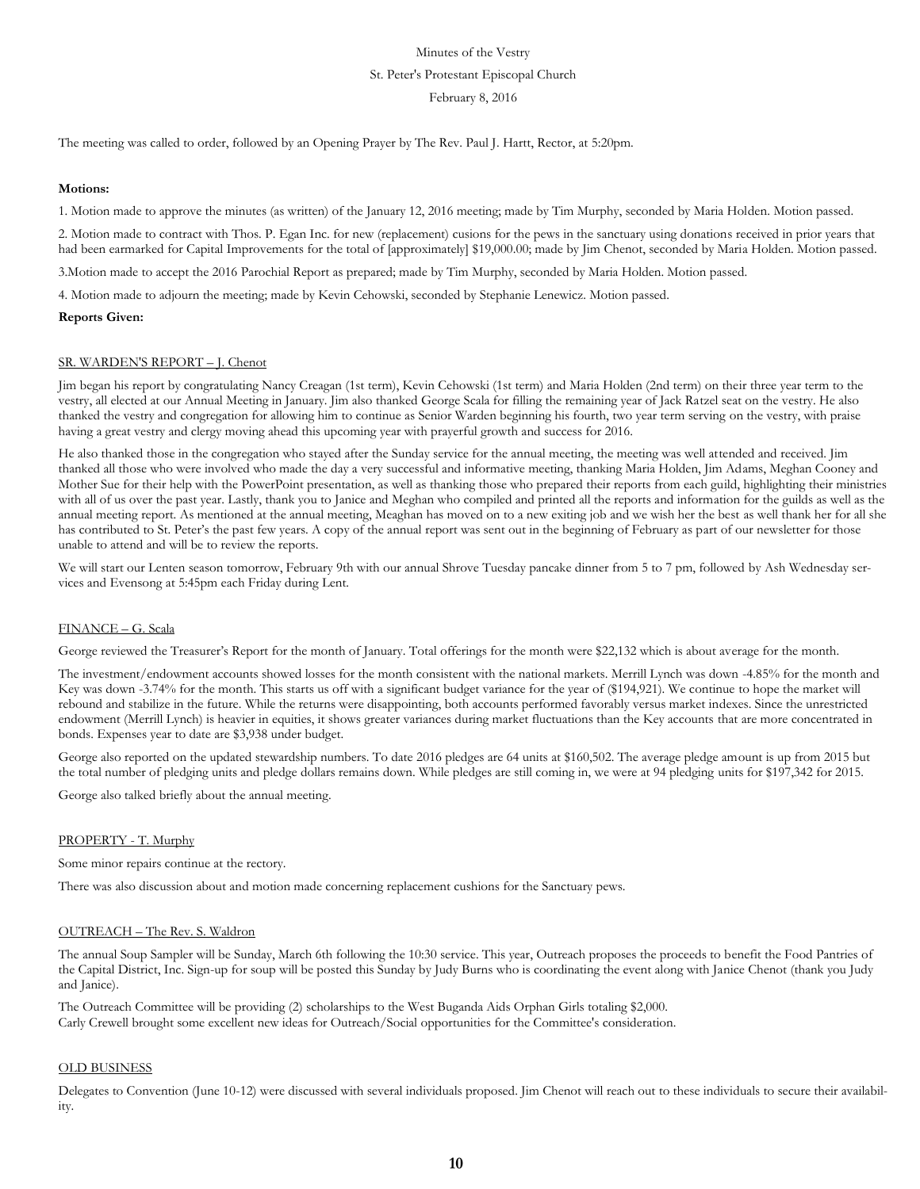Minutes of the Vestry

St. Peter's Protestant Episcopal Church

February 8, 2016

The meeting was called to order, followed by an Opening Prayer by The Rev. Paul J. Hartt, Rector, at 5:20pm.

**Motions:**

1. Motion made to approve the minutes (as written) of the January 12, 2016 meeting; made by Tim Murphy, seconded by Maria Holden. Motion passed.

2. Motion made to contract with Thos. P. Egan Inc. for new (replacement) cusions for the pews in the sanctuary using donations received in prior years that had been earmarked for Capital Improvements for the total of [approximately] $19,000.00; made by Jim Chenot, seconded by Maria Holden. Motion passed.

3.Motion made to accept the 2016 Parochial Report as prepared; made by Tim Murphy, seconded by Maria Holden. Motion passed.

4. Motion made to adjourn the meeting; made by Kevin Cehowski, seconded by Stephanie Lenewicz. Motion passed.

**Reports Given:**

SR. WARDEN'S REPORT – J. Chenot

Jim began his report by congratulating Nancy Creagan (1st term), Kevin Cehowski (1st term) and Maria Holden (2nd term) on their three year term to the vestry, all elected at our Annual Meeting in January. Jim also thanked George Scala for filling the remaining year of Jack Ratzel seat on the vestry. He also thanked the vestry and congregation for allowing him to continue as Senior Warden beginning his fourth, two year term serving on the vestry, with praise having a great vestry and clergy moving ahead this upcoming year with prayerful growth and success for 2016.

He also thanked those in the congregation who stayed after the Sunday service for the annual meeting, the meeting was well attended and received. Jim thanked all those who were involved who made the day a very successful and informative meeting, thanking Maria Holden, Jim Adams, Meghan Cooney and Mother Sue for their help with the PowerPoint presentation, as well as thanking those who prepared their reports from each guild, highlighting their ministries with all of us over the past year. Lastly, thank you to Janice and Meghan who compiled and printed all the reports and information for the guilds as well as the annual meeting report. As mentioned at the annual meeting, Meaghan has moved on to a new exiting job and we wish her the best as well thank her for all she has contributed to St. Peter's the past few years. A copy of the annual report was sent out in the beginning of February as part of our newsletter for those unable to attend and will be to review the reports.

We will start our Lenten season tomorrow, February 9th with our annual Shrove Tuesday pancake dinner from 5 to 7 pm, followed by Ash Wednesday services and Evensong at 5:45pm each Friday during Lent.

FINANCE – G. Scala

George reviewed the Treasurer's Report for the month of January. Total offerings for the month were $22,132 which is about average for the month.

The investment/endowment accounts showed losses for the month consistent with the national markets. Merrill Lynch was down -4.85% for the month and Key was down -3.74% for the month. This starts us off with a significant budget variance for the year of ($194,921). We continue to hope the market will rebound and stabilize in the future. While the returns were disappointing, both accounts performed favorably versus market indexes. Since the unrestricted endowment (Merrill Lynch) is heavier in equities, it shows greater variances during market fluctuations than the Key accounts that are more concentrated in bonds. Expenses year to date are $3,938 under budget.

George also reported on the updated stewardship numbers. To date 2016 pledges are 64 units at $160,502. The average pledge amount is up from 2015 but the total number of pledging units and pledge dollars remains down. While pledges are still coming in, we were at 94 pledging units for $197,342 for 2015.

George also talked briefly about the annual meeting.

PROPERTY - T. Murphy

Some minor repairs continue at the rectory.

There was also discussion about and motion made concerning replacement cushions for the Sanctuary pews.

OUTREACH – The Rev. S. Waldron

The annual Soup Sampler will be Sunday, March 6th following the 10:30 service. This year, Outreach proposes the proceeds to benefit the Food Pantries of the Capital District, Inc. Sign-up for soup will be posted this Sunday by Judy Burns who is coordinating the event along with Janice Chenot (thank you Judy and Janice).

The Outreach Committee will be providing (2) scholarships to the West Buganda Aids Orphan Girls totaling $2,000.
Carly Crewell brought some excellent new ideas for Outreach/Social opportunities for the Committee's consideration.

OLD BUSINESS

Delegates to Convention (June 10-12) were discussed with several individuals proposed. Jim Chenot will reach out to these individuals to secure their availability.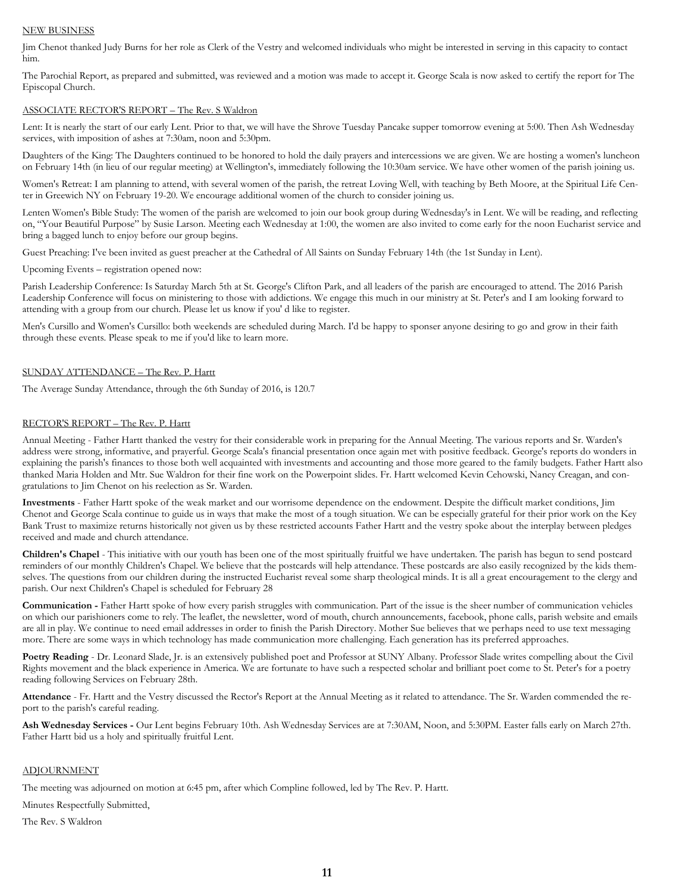NEW BUSINESS

Jim Chenot thanked Judy Burns for her role as Clerk of the Vestry and welcomed individuals who might be interested in serving in this capacity to contact him.

The Parochial Report, as prepared and submitted, was reviewed and a motion was made to accept it. George Scala is now asked to certify the report for The Episcopal Church.

ASSOCIATE RECTOR'S REPORT – The Rev. S Waldron

Lent: It is nearly the start of our early Lent. Prior to that, we will have the Shrove Tuesday Pancake supper tomorrow evening at 5:00. Then Ash Wednesday services, with imposition of ashes at 7:30am, noon and 5:30pm.

Daughters of the King: The Daughters continued to be honored to hold the daily prayers and intercessions we are given. We are hosting a women's luncheon on February 14th (in lieu of our regular meeting) at Wellington's, immediately following the 10:30am service. We have other women of the parish joining us.

Women's Retreat: I am planning to attend, with several women of the parish, the retreat Loving Well, with teaching by Beth Moore, at the Spiritual Life Center in Greewich NY on February 19-20. We encourage additional women of the church to consider joining us.

Lenten Women's Bible Study: The women of the parish are welcomed to join our book group during Wednesday's in Lent. We will be reading, and reflecting on, "Your Beautiful Purpose" by Susie Larson. Meeting each Wednesday at 1:00, the women are also invited to come early for the noon Eucharist service and bring a bagged lunch to enjoy before our group begins.

Guest Preaching: I've been invited as guest preacher at the Cathedral of All Saints on Sunday February 14th (the 1st Sunday in Lent).

Upcoming Events – registration opened now:

Parish Leadership Conference: Is Saturday March 5th at St. George's Clifton Park, and all leaders of the parish are encouraged to attend. The 2016 Parish Leadership Conference will focus on ministering to those with addictions. We engage this much in our ministry at St. Peter's and I am looking forward to attending with a group from our church. Please let us know if you' d like to register.

Men's Cursillo and Women's Cursillo: both weekends are scheduled during March. I'd be happy to sponser anyone desiring to go and grow in their faith through these events. Please speak to me if you'd like to learn more.

SUNDAY ATTENDANCE – The Rev. P. Hartt

The Average Sunday Attendance, through the 6th Sunday of 2016, is 120.7

RECTOR'S REPORT – The Rev. P. Hartt

Annual Meeting - Father Hartt thanked the vestry for their considerable work in preparing for the Annual Meeting. The various reports and Sr. Warden's address were strong, informative, and prayerful. George Scala's financial presentation once again met with positive feedback. George's reports do wonders in explaining the parish's finances to those both well acquainted with investments and accounting and those more geared to the family budgets. Father Hartt also thanked Maria Holden and Mtr. Sue Waldron for their fine work on the Powerpoint slides. Fr. Hartt welcomed Kevin Cehowski, Nancy Creagan, and congratulations to Jim Chenot on his reelection as Sr. Warden.

**Investments** - Father Hartt spoke of the weak market and our worrisome dependence on the endowment. Despite the difficult market conditions, Jim Chenot and George Scala continue to guide us in ways that make the most of a tough situation. We can be especially grateful for their prior work on the Key Bank Trust to maximize returns historically not given us by these restricted accounts Father Hartt and the vestry spoke about the interplay between pledges received and made and church attendance.

**Children's Chapel** - This initiative with our youth has been one of the most spiritually fruitful we have undertaken. The parish has begun to send postcard reminders of our monthly Children's Chapel. We believe that the postcards will help attendance. These postcards are also easily recognized by the kids themselves. The questions from our children during the instructed Eucharist reveal some sharp theological minds. It is all a great encouragement to the clergy and parish. Our next Children's Chapel is scheduled for February 28

**Communication -** Father Hartt spoke of how every parish struggles with communication. Part of the issue is the sheer number of communication vehicles on which our parishioners come to rely. The leaflet, the newsletter, word of mouth, church announcements, facebook, phone calls, parish website and emails are all in play. We continue to need email addresses in order to finish the Parish Directory. Mother Sue believes that we perhaps need to use text messaging more. There are some ways in which technology has made communication more challenging. Each generation has its preferred approaches.

**Poetry Reading** - Dr. Leonard Slade, Jr. is an extensively published poet and Professor at SUNY Albany. Professor Slade writes compelling about the Civil Rights movement and the black experience in America. We are fortunate to have such a respected scholar and brilliant poet come to St. Peter's for a poetry reading following Services on February 28th.

**Attendance** - Fr. Hartt and the Vestry discussed the Rector's Report at the Annual Meeting as it related to attendance. The Sr. Warden commended the report to the parish's careful reading.

**Ash Wednesday Services -** Our Lent begins February 10th. Ash Wednesday Services are at 7:30AM, Noon, and 5:30PM. Easter falls early on March 27th. Father Hartt bid us a holy and spiritually fruitful Lent.

ADJOURNMENT

The meeting was adjourned on motion at 6:45 pm, after which Compline followed, led by The Rev. P. Hartt.

Minutes Respectfully Submitted,

The Rev. S Waldron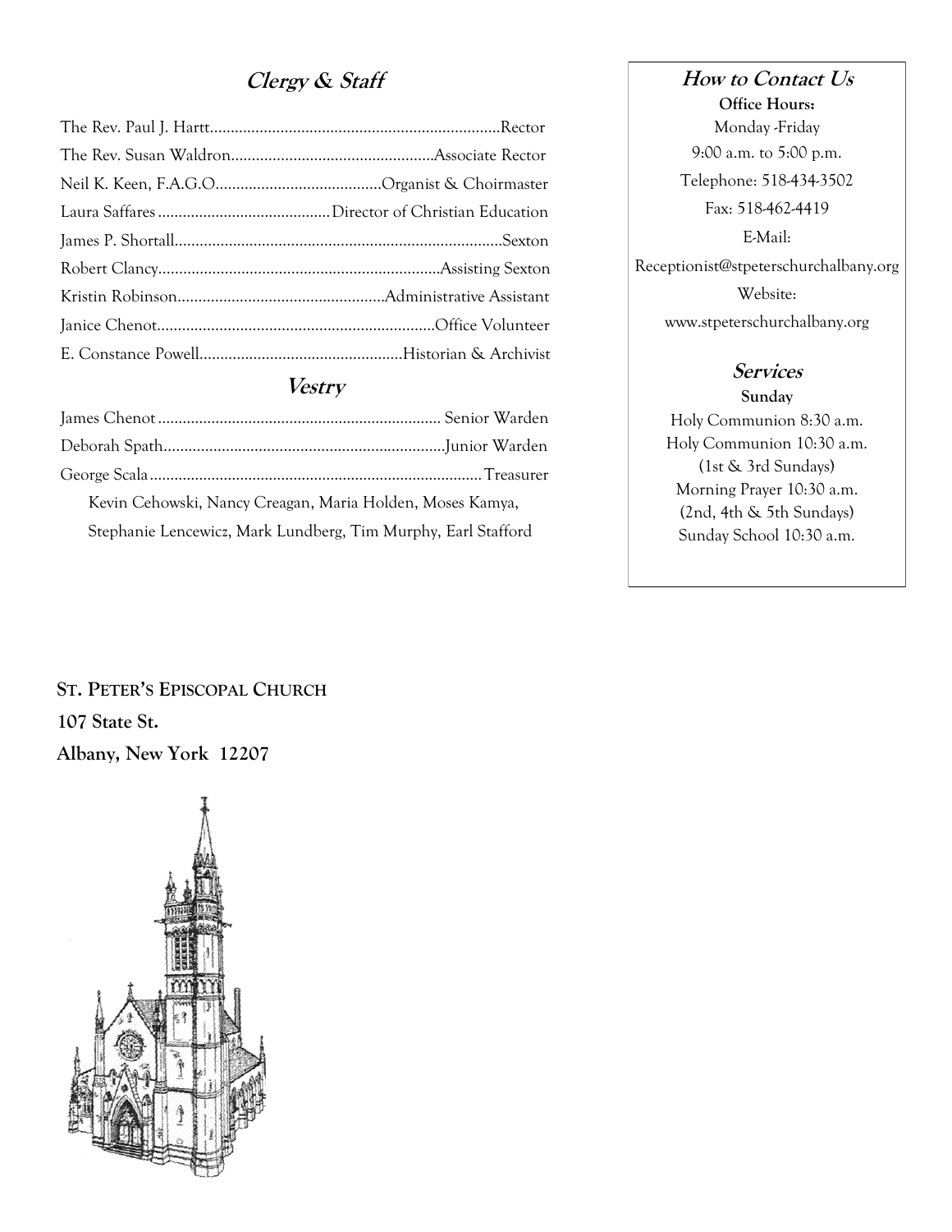## *Clergy & Staff*

The Rev. Paul J. Hartt......................................................................Rector
The Rev. Susan Waldron.................................................Associate Rector
Neil K. Keen, F.A.G.O.........................................Organist & Choirmaster
Laura Saffares ..........................................Director of Christian Education
James P. Shortall..............................................................................Sexton
Robert Clancy....................................................................Assisting Sexton
Kristin Robinson..................................................Administrative Assistant
Janice Chenot...................................................................Office Volunteer
E. Constance Powell.................................................Historian & Archivist

## *Vestry*

James Chenot .................................................................... Senior Warden
Deborah Spath....................................................................Junior Warden
George Scala ................................................................................Treasurer

Kevin Cehowski, Nancy Creagan, Maria Holden, Moses Kamya,
Stephanie Lencewicz, Mark Lundberg, Tim Murphy, Earl Stafford

## *How to Contact Us*

**Office Hours:**
Monday -Friday
9:00 a.m. to 5:00 p.m.
Telephone: 518-434-3502
Fax: 518-462-4419
E-Mail:
Receptionist@stpeterschurchalbany.org
Website:
www.stpeterschurchalbany.org

## *Services*

**Sunday**
Holy Communion 8:30 a.m.
Holy Communion 10:30 a.m.
(1st & 3rd Sundays)
Morning Prayer 10:30 a.m.
(2nd, 4th & 5th Sundays)
Sunday School 10:30 a.m.

**ST. PETER'S EPISCOPAL CHURCH**
**107 State St.**
**Albany, New York 12207**